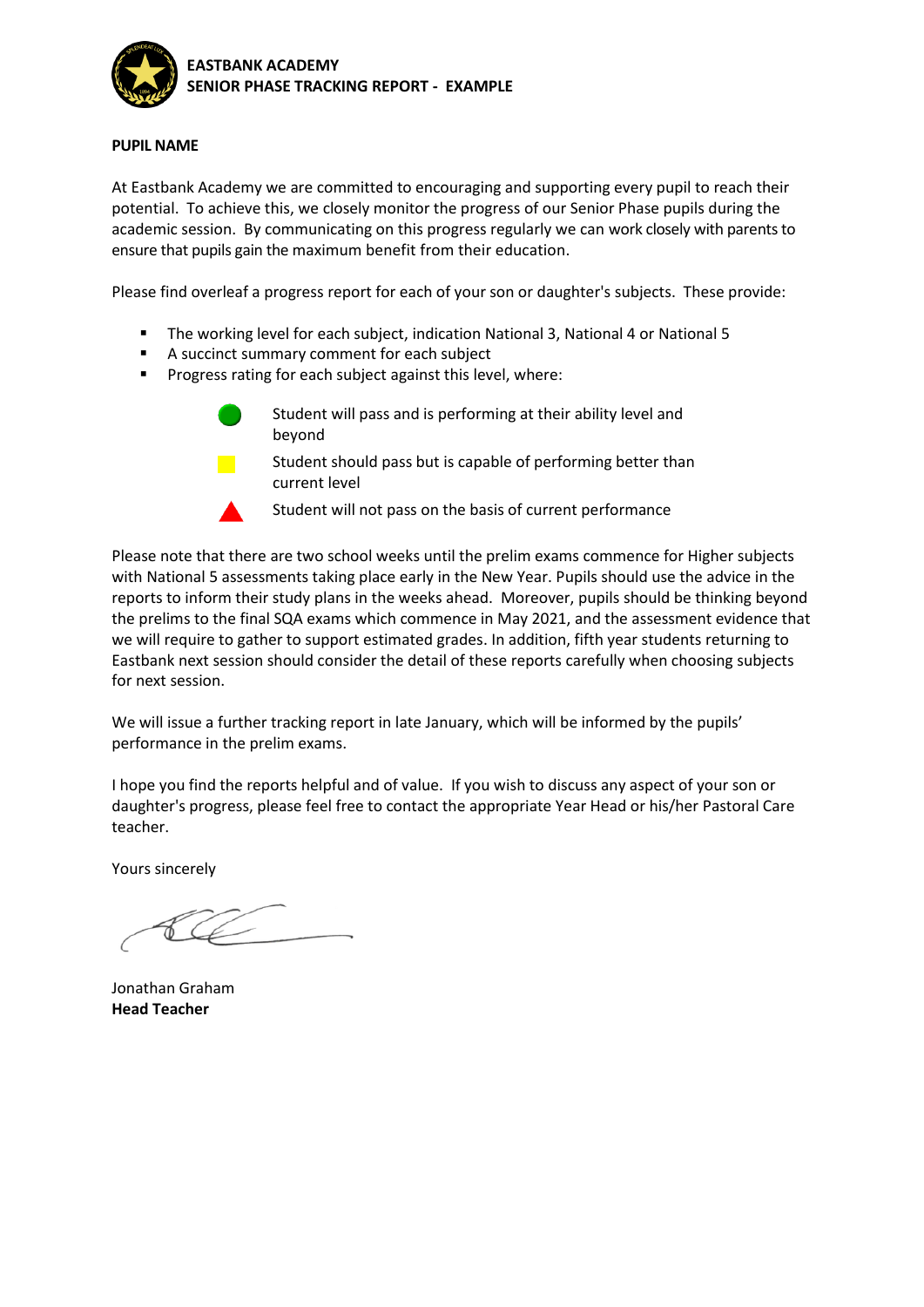**EASTBANK ACADEMY**
**SENIOR PHASE TRACKING REPORT - EXAMPLE**

**PUPIL NAME**

At Eastbank Academy we are committed to encouraging and supporting every pupil to reach their potential. To achieve this, we closely monitor the progress of our Senior Phase pupils during the academic session. By communicating on this progress regularly we can work closely with parents to ensure that pupils gain the maximum benefit from their education.

Please find overleaf a progress report for each of your son or daughter's subjects. These provide:

- The working level for each subject, indication National 3, National 4 or National 5
- A succinct summary comment for each subject
- Progress rating for each subject against this level, where:

  - Green circle: Student will pass and is performing at their ability level and beyond
  - Yellow square: Student should pass but is capable of performing better than current level
  - Red triangle: Student will not pass on the basis of current performance

Please note that there are two school weeks until the prelim exams commence for Higher subjects with National 5 assessments taking place early in the New Year. Pupils should use the advice in the reports to inform their study plans in the weeks ahead. Moreover, pupils should be thinking beyond the prelims to the final SQA exams which commence in May 2021, and the assessment evidence that we will require to gather to support estimated grades. In addition, fifth year students returning to Eastbank next session should consider the detail of these reports carefully when choosing subjects for next session.

We will issue a further tracking report in late January, which will be informed by the pupils' performance in the prelim exams.

I hope you find the reports helpful and of value. If you wish to discuss any aspect of your son or daughter's progress, please feel free to contact the appropriate Year Head or his/her Pastoral Care teacher.

Yours sincerely

Jonathan Graham
**Head Teacher**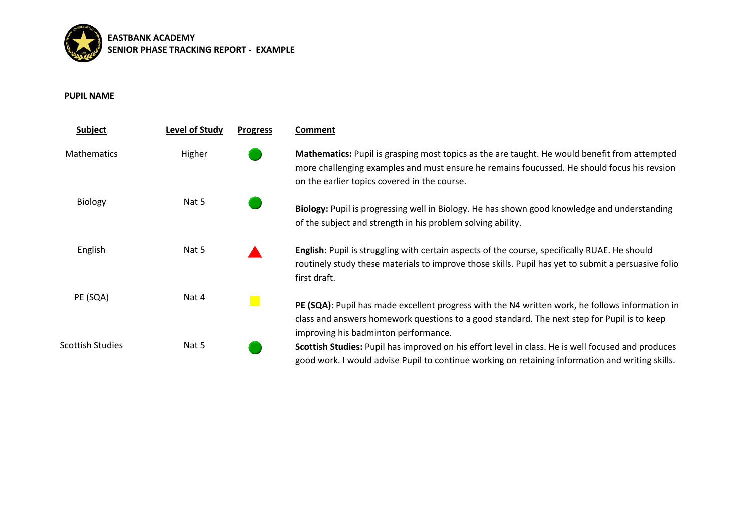**EASTBANK ACADEMY**
**SENIOR PHASE TRACKING REPORT - EXAMPLE**

**PUPIL NAME**

| Subject | Level of Study | Progress | Comment |
|---|---|---|---|
| Mathematics | Higher | Green circle | **Mathematics:** Pupil is grasping most topics as the are taught. He would benefit from attempted more challenging examples and must ensure he remains foucussed. He should focus his revsion on the earlier topics covered in the course. |
| Biology | Nat 5 | Green circle | **Biology:** Pupil is progressing well in Biology. He has shown good knowledge and understanding of the subject and strength in his problem solving ability. |
| English | Nat 5 | Red triangle | **English:** Pupil is struggling with certain aspects of the course, specifically RUAE. He should routinely study these materials to improve those skills. Pupil has yet to submit a persuasive folio first draft. |
| PE (SQA) | Nat 4 | Yellow square | **PE (SQA):** Pupil has made excellent progress with the N4 written work, he follows information in class and answers homework questions to a good standard. The next step for Pupil is to keep improving his badminton performance. |
| Scottish Studies | Nat 5 | Green circle | **Scottish Studies:** Pupil has improved on his effort level in class. He is well focused and produces good work. I would advise Pupil to continue working on retaining information and writing skills. |